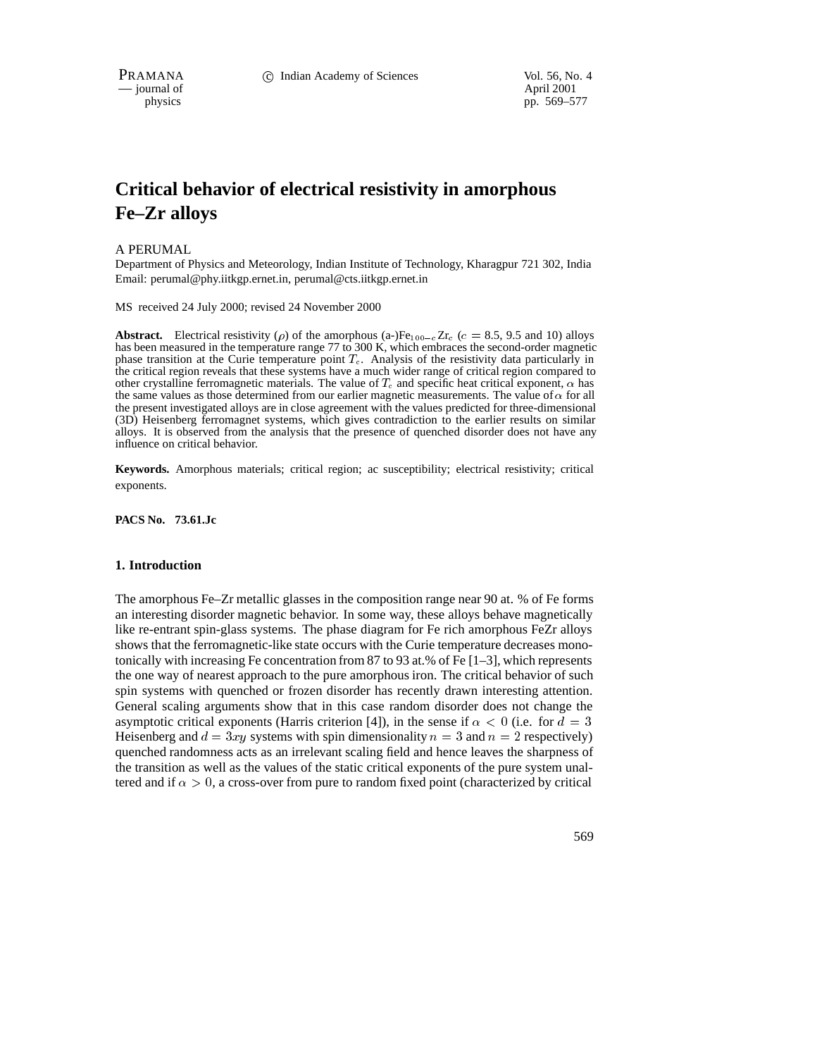# Critical behavior of electrical resistivity in amorphous Fe–Zr alloys

A PERUMAL

Department of Physics and Meteorology, Indian Institute of Technology, Kharagpur 721 302, India
Email: perumal@phy.iitkgp.ernet.in, perumal@cts.iitkgp.ernet.in

MS received 24 July 2000; revised 24 November 2000

**Abstract.** Electrical resistivity ($\rho$) of the amorphous (a-)$Fe_{100-c}Zr_c$ ($c$ = 8.5, 9.5 and 10) alloys has been measured in the temperature range 77 to 300 K, which embraces the second-order magnetic phase transition at the Curie temperature point $T_c$. Analysis of the resistivity data particularly in the critical region reveals that these systems have a much wider range of critical region compared to other crystalline ferromagnetic materials. The value of $T_c$ and specific heat critical exponent, $\alpha$ has the same values as those determined from our earlier magnetic measurements. The value of $\alpha$ for all the present investigated alloys are in close agreement with the values predicted for three-dimensional (3D) Heisenberg ferromagnet systems, which gives contradiction to the earlier results on similar alloys. It is observed from the analysis that the presence of quenched disorder does not have any influence on critical behavior.

**Keywords.** Amorphous materials; critical region; ac susceptibility; electrical resistivity; critical exponents.

**PACS No. 73.61.Jc**

## 1. Introduction

The amorphous Fe–Zr metallic glasses in the composition range near 90 at. % of Fe forms an interesting disorder magnetic behavior. In some way, these alloys behave magnetically like re-entrant spin-glass systems. The phase diagram for Fe rich amorphous FeZr alloys shows that the ferromagnetic-like state occurs with the Curie temperature decreases monotonically with increasing Fe concentration from 87 to 93 at.% of Fe [1–3], which represents the one way of nearest approach to the pure amorphous iron. The critical behavior of such spin systems with quenched or frozen disorder has recently drawn interesting attention. General scaling arguments show that in this case random disorder does not change the asymptotic critical exponents (Harris criterion [4]), in the sense if $\alpha < 0$ (i.e. for $d = 3$ Heisenberg and $d = 3xy$ systems with spin dimensionality $n = 3$ and $n = 2$ respectively) quenched randomness acts as an irrelevant scaling field and hence leaves the sharpness of the transition as well as the values of the static critical exponents of the pure system unaltered and if $\alpha > 0$, a cross-over from pure to random fixed point (characterized by critical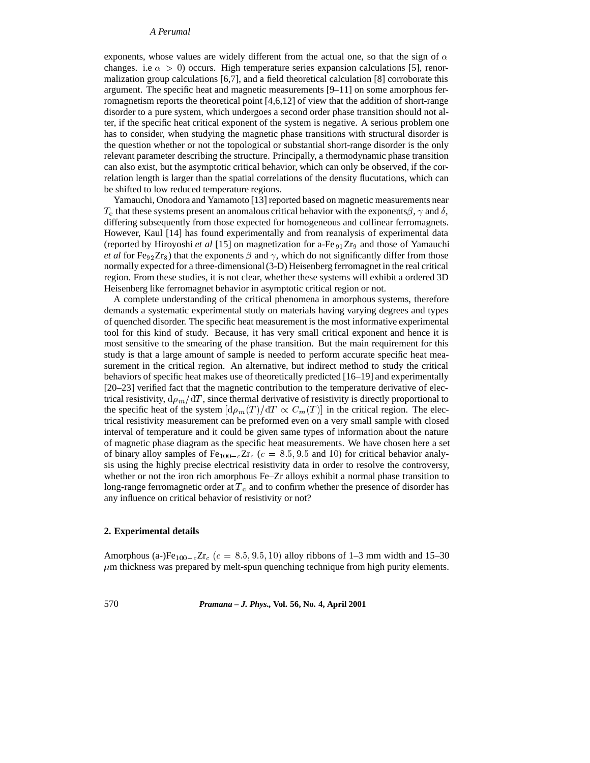exponents, whose values are widely different from the actual one, so that the sign of $\alpha$ changes. i.e $\alpha > 0$) occurs. High temperature series expansion calculations [5], renormalization group calculations [6,7], and a field theoretical calculation [8] corroborate this argument. The specific heat and magnetic measurements [9–11] on some amorphous ferromagnetism reports the theoretical point [4,6,12] of view that the addition of short-range disorder to a pure system, which undergoes a second order phase transition should not alter, if the specific heat critical exponent of the system is negative. A serious problem one has to consider, when studying the magnetic phase transitions with structural disorder is the question whether or not the topological or substantial short-range disorder is the only relevant parameter describing the structure. Principally, a thermodynamic phase transition can also exist, but the asymptotic critical behavior, which can only be observed, if the correlation length is larger than the spatial correlations of the density flucutations, which can be shifted to low reduced temperature regions.

Yamauchi, Onodora and Yamamoto [13] reported based on magnetic measurements near $T_c$ that these systems present an anomalous critical behavior with the exponents $\beta$, $\gamma$ and $\delta$, differing subsequently from those expected for homogeneous and collinear ferromagnets. However, Kaul [14] has found experimentally and from reanalysis of experimental data (reported by Hiroyoshi *et al* [15] on magnetization for a-$Fe_{91}Zr_9$ and those of Yamauchi *et al* for $Fe_{92}Zr_8$) that the exponents $\beta$ and $\gamma$, which do not significantly differ from those normally expected for a three-dimensional (3-D) Heisenberg ferromagnet in the real critical region. From these studies, it is not clear, whether these systems will exhibit a ordered 3D Heisenberg like ferromagnet behavior in asymptotic critical region or not.

A complete understanding of the critical phenomena in amorphous systems, therefore demands a systematic experimental study on materials having varying degrees and types of quenched disorder. The specific heat measurement is the most informative experimental tool for this kind of study. Because, it has very small critical exponent and hence it is most sensitive to the smearing of the phase transition. But the main requirement for this study is that a large amount of sample is needed to perform accurate specific heat measurement in the critical region. An alternative, but indirect method to study the critical behaviors of specific heat makes use of theoretically predicted [16–19] and experimentally [20–23] verified fact that the magnetic contribution to the temperature derivative of electrical resistivity, $d\rho_m/dT$, since thermal derivative of resistivity is directly proportional to the specific heat of the system $[d\rho_m(T)/dT \propto C_m(T)]$ in the critical region. The electrical resistivity measurement can be preformed even on a very small sample with closed interval of temperature and it could be given same types of information about the nature of magnetic phase diagram as the specific heat measurements. We have chosen here a set of binary alloy samples of $Fe_{100-c}Zr_c$ ($c = 8.5, 9.5$ and 10) for critical behavior analysis using the highly precise electrical resistivity data in order to resolve the controversy, whether or not the iron rich amorphous Fe–Zr alloys exhibit a normal phase transition to long-range ferromagnetic order at $T_c$ and to confirm whether the presence of disorder has any influence on critical behavior of resistivity or not?

## 2. Experimental details

Amorphous (a-)$Fe_{100-c}Zr_c$ $(c = 8.5, 9.5, 10)$ alloy ribbons of 1–3 mm width and 15–30 $\mu$m thickness was prepared by melt-spun quenching technique from high purity elements.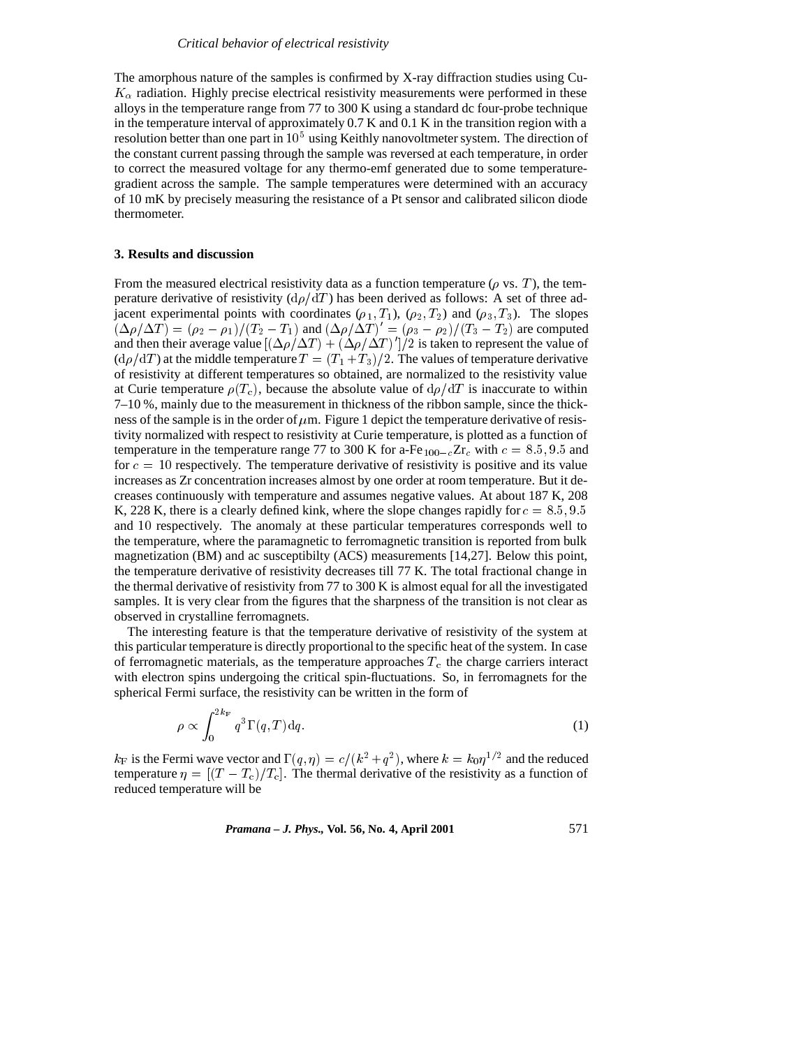The amorphous nature of the samples is confirmed by X-ray diffraction studies using Cu-$K_\alpha$ radiation. Highly precise electrical resistivity measurements were performed in these alloys in the temperature range from 77 to 300 K using a standard dc four-probe technique in the temperature interval of approximately 0.7 K and 0.1 K in the transition region with a resolution better than one part in $10^5$ using Keithly nanovoltmeter system. The direction of the constant current passing through the sample was reversed at each temperature, in order to correct the measured voltage for any thermo-emf generated due to some temperature-gradient across the sample. The sample temperatures were determined with an accuracy of 10 mK by precisely measuring the resistance of a Pt sensor and calibrated silicon diode thermometer.

### 3. Results and discussion

From the measured electrical resistivity data as a function temperature ($\rho$ vs. $T$), the temperature derivative of resistivity ($\mathrm{d}\rho/\mathrm{d}T$) has been derived as follows: A set of three adjacent experimental points with coordinates $(\rho_1, T_1)$, $(\rho_2, T_2)$ and $(\rho_3, T_3)$. The slopes $(\Delta\rho/\Delta T) = (\rho_2 - \rho_1)/(T_2 - T_1)$ and $(\Delta\rho/\Delta T)' = (\rho_3 - \rho_2)/(T_3 - T_2)$ are computed and then their average value $[(\Delta\rho/\Delta T) + (\Delta\rho/\Delta T)']/2$ is taken to represent the value of $(\mathrm{d}\rho/\mathrm{d}T)$ at the middle temperature $T = (T_1 + T_3)/2$. The values of temperature derivative of resistivity at different temperatures so obtained, are normalized to the resistivity value at Curie temperature $\rho(T_\mathrm{c})$, because the absolute value of $\mathrm{d}\rho/\mathrm{d}T$ is inaccurate to within 7–10 %, mainly due to the measurement in thickness of the ribbon sample, since the thickness of the sample is in the order of $\mu$m. Figure 1 depict the temperature derivative of resistivity normalized with respect to resistivity at Curie temperature, is plotted as a function of temperature in the temperature range 77 to 300 K for a-$Fe_{100-c}Zr_c$ with $c = 8.5, 9.5$ and for $c = 10$ respectively. The temperature derivative of resistivity is positive and its value increases as Zr concentration increases almost by one order at room temperature. But it decreases continuously with temperature and assumes negative values. At about 187 K, 208 K, 228 K, there is a clearly defined kink, where the slope changes rapidly for $c = 8.5, 9.5$ and $10$ respectively. The anomaly at these particular temperatures corresponds well to the temperature, where the paramagnetic to ferromagnetic transition is reported from bulk magnetization (BM) and ac susceptibilty (ACS) measurements [14,27]. Below this point, the temperature derivative of resistivity decreases till 77 K. The total fractional change in the thermal derivative of resistivity from 77 to 300 K is almost equal for all the investigated samples. It is very clear from the figures that the sharpness of the transition is not clear as observed in crystalline ferromagnets.

The interesting feature is that the temperature derivative of resistivity of the system at this particular temperature is directly proportional to the specific heat of the system. In case of ferromagnetic materials, as the temperature approaches $T_\mathrm{c}$ the charge carriers interact with electron spins undergoing the critical spin-fluctuations. So, in ferromagnets for the spherical Fermi surface, the resistivity can be written in the form of

$$\rho \propto \int_0^{2k_\mathrm{F}} q^3 \Gamma(q, T)\,\mathrm{d}q. \tag{1}$$

$k_\mathrm{F}$ is the Fermi wave vector and $\Gamma(q, \eta) = c/(k^2 + q^2)$, where $k = k_0\eta^{1/2}$ and the reduced temperature $\eta = [(T - T_\mathrm{c})/T_\mathrm{c}]$. The thermal derivative of the resistivity as a function of reduced temperature will be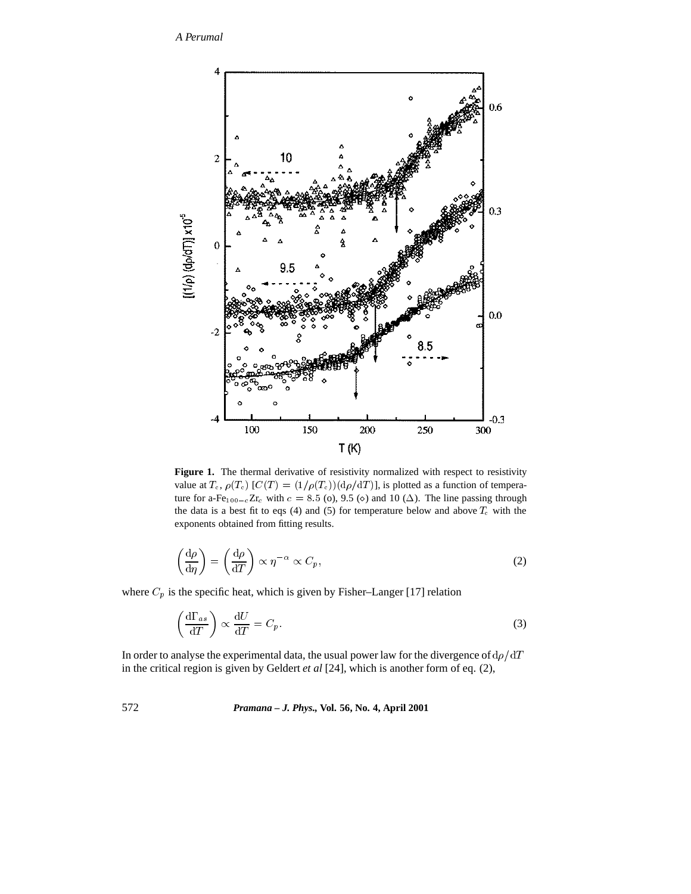4

2

0

-2

-4

$[(1/\rho)(d\rho/dT)] \times 10^{-5}$

10

9.5

8.5

0.6

0.3

0.0

-0.3

100 150 200 250 300

T (K)

**Figure 1.** The thermal derivative of resistivity normalized with respect to resistivity value at $T_c$, $\rho(T_c)$ $[C(T) = (1/\rho(T_c))(\mathrm{d}\rho/\mathrm{d}T)]$, is plotted as a function of temperature for a-$Fe_{100-c}Zr_c$ with $c = 8.5$ (o), 9.5 ($\diamond$) and 10 ($\Delta$). The line passing through the data is a best fit to eqs (4) and (5) for temperature below and above $T_c$ with the exponents obtained from fitting results.

$$\left(\frac{\mathrm{d}\rho}{\mathrm{d}\eta}\right) = \left(\frac{\mathrm{d}\rho}{\mathrm{d}T}\right) \propto \eta^{-\alpha} \propto C_p, \tag{2}$$

where $C_p$ is the specific heat, which is given by Fisher–Langer [17] relation

$$\left(\frac{\mathrm{d}\Gamma_{as}}{\mathrm{d}T}\right) \propto \frac{\mathrm{d}U}{\mathrm{d}T} = C_p. \tag{3}$$

In order to analyse the experimental data, the usual power law for the divergence of $\mathrm{d}\rho/\mathrm{d}T$ in the critical region is given by Geldert *et al* [24], which is another form of eq. (2),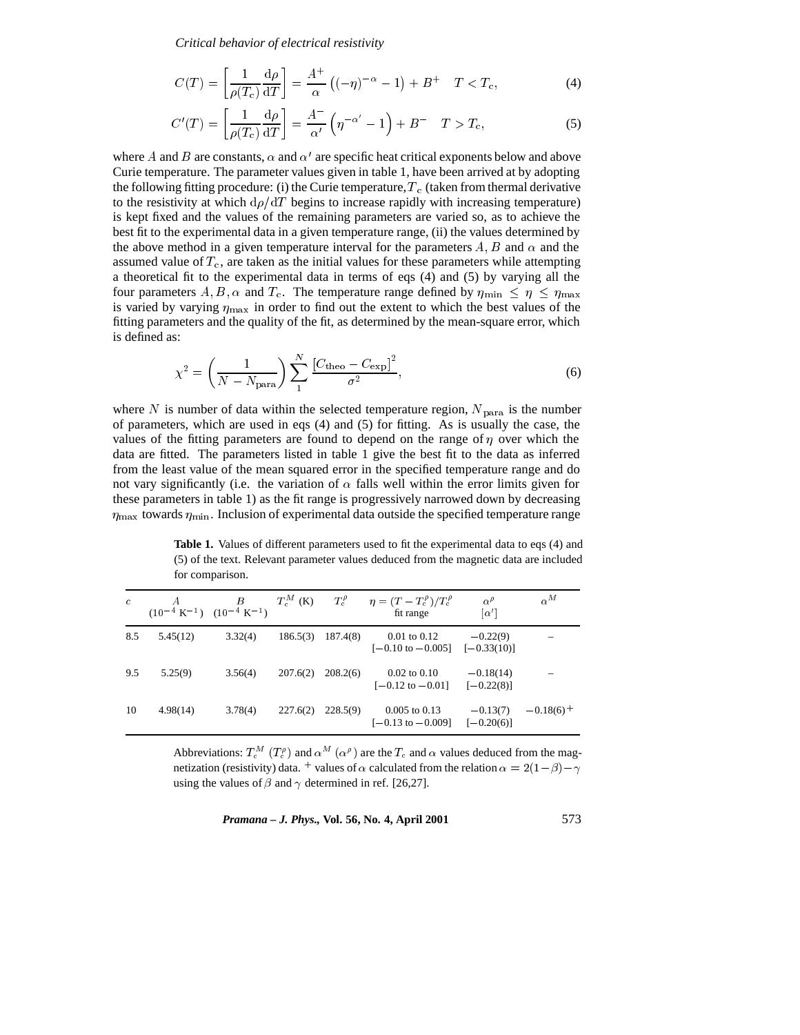$$C(T) = \left[\frac{1}{\rho(T_c)}\frac{d\rho}{dT}\right] = \frac{A^+}{\alpha}\left((-\eta)^{-\alpha} - 1\right) + B^+ \quad T < T_c, \tag{4}$$

$$C'(T) = \left[\frac{1}{\rho(T_c)}\frac{d\rho}{dT}\right] = \frac{A^-}{\alpha'}\left(\eta^{-\alpha'} - 1\right) + B^- \quad T > T_c, \tag{5}$$

where $A$ and $B$ are constants, $\alpha$ and $\alpha'$ are specific heat critical exponents below and above Curie temperature. The parameter values given in table 1, have been arrived at by adopting the following fitting procedure: (i) the Curie temperature, $T_c$ (taken from thermal derivative to the resistivity at which $d\rho/dT$ begins to increase rapidly with increasing temperature) is kept fixed and the values of the remaining parameters are varied so, as to achieve the best fit to the experimental data in a given temperature range, (ii) the values determined by the above method in a given temperature interval for the parameters $A$, $B$ and $\alpha$ and the assumed value of $T_c$, are taken as the initial values for these parameters while attempting a theoretical fit to the experimental data in terms of eqs (4) and (5) by varying all the four parameters $A, B, \alpha$ and $T_c$. The temperature range defined by $\eta_{\min} \leq \eta \leq \eta_{\max}$ is varied by varying $\eta_{\max}$ in order to find out the extent to which the best values of the fitting parameters and the quality of the fit, as determined by the mean-square error, which is defined as:

$$\chi^2 = \left(\frac{1}{N - N_{\text{para}}}\right)\sum_{1}^{N}\frac{\left[C_{\text{theo}} - C_{\exp}\right]^2}{\sigma^2}, \tag{6}$$

where $N$ is number of data within the selected temperature region, $N_{\text{para}}$ is the number of parameters, which are used in eqs (4) and (5) for fitting. As is usually the case, the values of the fitting parameters are found to depend on the range of $\eta$ over which the data are fitted. The parameters listed in table 1 give the best fit to the data as inferred from the least value of the mean squared error in the specified temperature range and do not vary significantly (i.e. the variation of $\alpha$ falls well within the error limits given for these parameters in table 1) as the fit range is progressively narrowed down by decreasing $\eta_{\max}$ towards $\eta_{\min}$. Inclusion of experimental data outside the specified temperature range

**Table 1.** Values of different parameters used to fit the experimental data to eqs (4) and (5) of the text. Relevant parameter values deduced from the magnetic data are included for comparison.

| $c$ | $A$ ($10^{-4}$ K$^{-1}$) | $B$ ($10^{-4}$ K$^{-1}$) | $T_c^M$ (K) | $T_c^\rho$ | $\eta = (T - T_c^\rho)/T_c^\rho$ fit range | $\alpha^\rho$ [$\alpha'$] | $\alpha^M$ |
|---|---|---|---|---|---|---|---|
| 8.5 | 5.45(12) | 3.32(4) | 186.5(3) | 187.4(8) | 0.01 to 0.12 [$-0.10$ to $-0.005$] | $-0.22(9)$ [$-0.33(10)$] | – |
| 9.5 | 5.25(9) | 3.56(4) | 207.6(2) | 208.2(6) | 0.02 to 0.10 [$-0.12$ to $-0.01$] | $-0.18(14)$ [$-0.22(8)$] | – |
| 10 | 4.98(14) | 3.78(4) | 227.6(2) | 228.5(9) | 0.005 to 0.13 [$-0.13$ to $-0.009$] | $-0.13(7)$ [$-0.20(6)$] | $-0.18(6)^+$ |

Abbreviations: $T_c^M$ ($T_c^\rho$) and $\alpha^M$ ($\alpha^\rho$) are the $T_c$ and $\alpha$ values deduced from the magnetization (resistivity) data. $^+$ values of $\alpha$ calculated from the relation $\alpha = 2(1-\beta)-\gamma$ using the values of $\beta$ and $\gamma$ determined in ref. [26,27].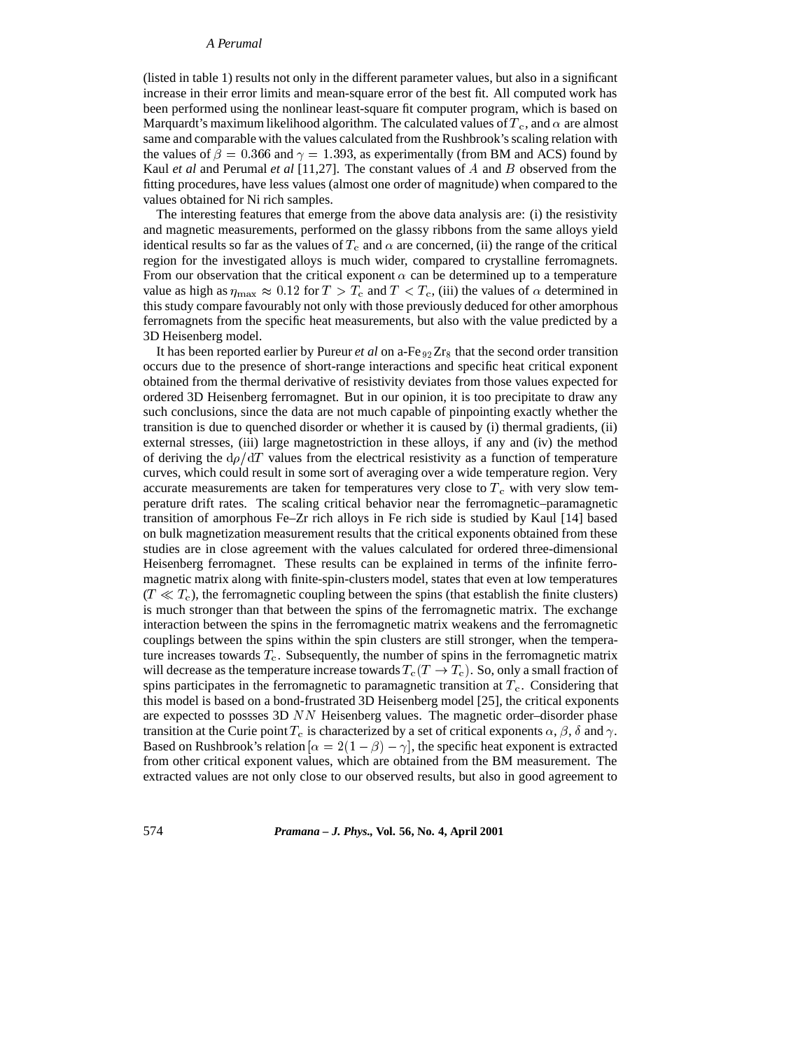(listed in table 1) results not only in the different parameter values, but also in a significant increase in their error limits and mean-square error of the best fit. All computed work has been performed using the nonlinear least-square fit computer program, which is based on Marquardt's maximum likelihood algorithm. The calculated values of $T_c$, and $\alpha$ are almost same and comparable with the values calculated from the Rushbrook's scaling relation with the values of $\beta = 0.366$ and $\gamma = 1.393$, as experimentally (from BM and ACS) found by Kaul *et al* and Perumal *et al* [11,27]. The constant values of $A$ and $B$ observed from the fitting procedures, have less values (almost one order of magnitude) when compared to the values obtained for Ni rich samples.

The interesting features that emerge from the above data analysis are: (i) the resistivity and magnetic measurements, performed on the glassy ribbons from the same alloys yield identical results so far as the values of $T_c$ and $\alpha$ are concerned, (ii) the range of the critical region for the investigated alloys is much wider, compared to crystalline ferromagnets. From our observation that the critical exponent $\alpha$ can be determined up to a temperature value as high as $\eta_{\max} \approx 0.12$ for $T > T_c$ and $T < T_c$, (iii) the values of $\alpha$ determined in this study compare favourably not only with those previously deduced for other amorphous ferromagnets from the specific heat measurements, but also with the value predicted by a 3D Heisenberg model.

It has been reported earlier by Pureur *et al* on a-$Fe_{92}Zr_8$ that the second order transition occurs due to the presence of short-range interactions and specific heat critical exponent obtained from the thermal derivative of resistivity deviates from those values expected for ordered 3D Heisenberg ferromagnet. But in our opinion, it is too precipitate to draw any such conclusions, since the data are not much capable of pinpointing exactly whether the transition is due to quenched disorder or whether it is caused by (i) thermal gradients, (ii) external stresses, (iii) large magnetostriction in these alloys, if any and (iv) the method of deriving the $\mathrm{d}\rho/\mathrm{d}T$ values from the electrical resistivity as a function of temperature curves, which could result in some sort of averaging over a wide temperature region. Very accurate measurements are taken for temperatures very close to $T_c$ with very slow temperature drift rates. The scaling critical behavior near the ferromagnetic–paramagnetic transition of amorphous Fe–Zr rich alloys in Fe rich side is studied by Kaul [14] based on bulk magnetization measurement results that the critical exponents obtained from these studies are in close agreement with the values calculated for ordered three-dimensional Heisenberg ferromagnet. These results can be explained in terms of the infinite ferromagnetic matrix along with finite-spin-clusters model, states that even at low temperatures ($T \ll T_c$), the ferromagnetic coupling between the spins (that establish the finite clusters) is much stronger than that between the spins of the ferromagnetic matrix. The exchange interaction between the spins in the ferromagnetic matrix weakens and the ferromagnetic couplings between the spins within the spin clusters are still stronger, when the temperature increases towards $T_c$. Subsequently, the number of spins in the ferromagnetic matrix will decrease as the temperature increase towards $T_c (T \to T_c)$. So, only a small fraction of spins participates in the ferromagnetic to paramagnetic transition at $T_c$. Considering that this model is based on a bond-frustrated 3D Heisenberg model [25], the critical exponents are expected to possses 3D $NN$ Heisenberg values. The magnetic order–disorder phase transition at the Curie point $T_c$ is characterized by a set of critical exponents $\alpha$, $\beta$, $\delta$ and $\gamma$. Based on Rushbrook's relation [$\alpha = 2(1-\beta) - \gamma$], the specific heat exponent is extracted from other critical exponent values, which are obtained from the BM measurement. The extracted values are not only close to our observed results, but also in good agreement to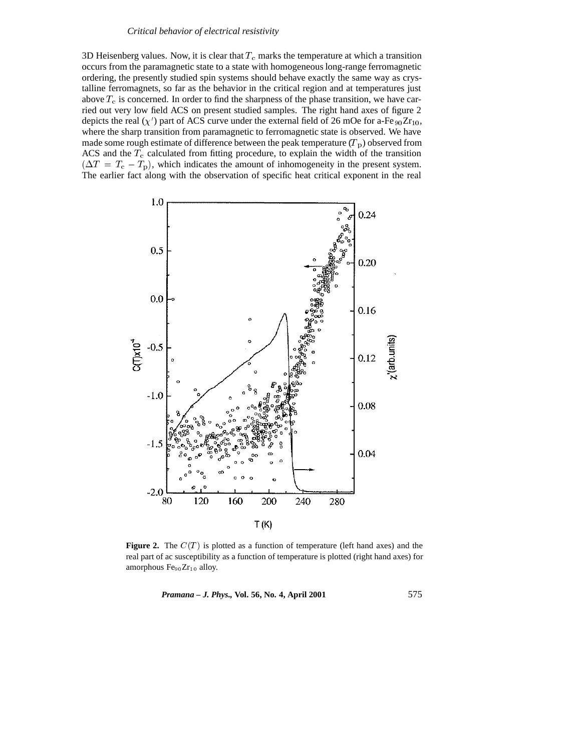3D Heisenberg values. Now, it is clear that $T_c$ marks the temperature at which a transition occurs from the paramagnetic state to a state with homogeneous long-range ferromagnetic ordering, the presently studied spin systems should behave exactly the same way as crystalline ferromagnets, so far as the behavior in the critical region and at temperatures just above $T_c$ is concerned. In order to find the sharpness of the phase transition, we have carried out very low field ACS on present studied samples. The right hand axes of figure 2 depicts the real ($\chi'$) part of ACS curve under the external field of 26 mOe for a-$Fe_{90}Zr_{10}$, where the sharp transition from paramagnetic to ferromagnetic state is observed. We have made some rough estimate of difference between the peak temperature ($T_p$) observed from ACS and the $T_c$ calculated from fitting procedure, to explain the width of the transition ($\Delta T = T_c - T_p$), which indicates the amount of inhomogeneity in the present system. The earlier fact along with the observation of specific heat critical exponent in the real

1.0
0.5
0.0
-0.5
-1.0
-1.5
-2.0

C(T)x10$^{-4}$

0.24
0.20
0.16
0.12
0.08
0.04

χ'(arb.units)

80 120 160 200 240 280

T (K)

**Figure 2.** The $C(T)$ is plotted as a function of temperature (left hand axes) and the real part of ac susceptibility as a function of temperature is plotted (right hand axes) for amorphous $Fe_{90}Zr_{10}$ alloy.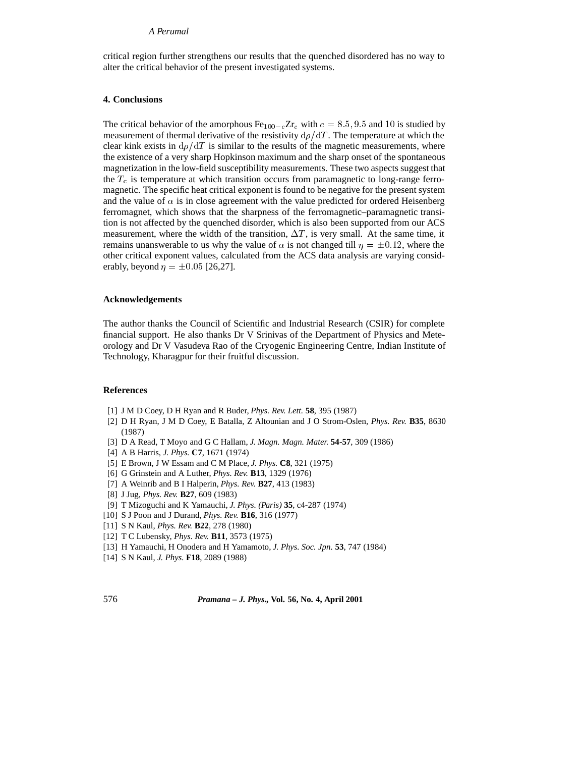critical region further strengthens our results that the quenched disordered has no way to alter the critical behavior of the present investigated systems.

## 4. Conclusions

The critical behavior of the amorphous $Fe_{100-c}Zr_c$ with $c = 8.5, 9.5$ and $10$ is studied by measurement of thermal derivative of the resistivity $d\rho/dT$. The temperature at which the clear kink exists in $d\rho/dT$ is similar to the results of the magnetic measurements, where the existence of a very sharp Hopkinson maximum and the sharp onset of the spontaneous magnetization in the low-field susceptibility measurements. These two aspects suggest that the $T_c$ is temperature at which transition occurs from paramagnetic to long-range ferromagnetic. The specific heat critical exponent is found to be negative for the present system and the value of $\alpha$ is in close agreement with the value predicted for ordered Heisenberg ferromagnet, which shows that the sharpness of the ferromagnetic–paramagnetic transition is not affected by the quenched disorder, which is also been supported from our ACS measurement, where the width of the transition, $\Delta T$, is very small. At the same time, it remains unanswerable to us why the value of $\alpha$ is not changed till $\eta = \pm 0.12$, where the other critical exponent values, calculated from the ACS data analysis are varying considerably, beyond $\eta = \pm 0.05$ [26,27].

## Acknowledgements

The author thanks the Council of Scientific and Industrial Research (CSIR) for complete financial support. He also thanks Dr V Srinivas of the Department of Physics and Meteorology and Dr V Vasudeva Rao of the Cryogenic Engineering Centre, Indian Institute of Technology, Kharagpur for their fruitful discussion.

## References

[1] J M D Coey, D H Ryan and R Buder, *Phys. Rev. Lett.* **58**, 395 (1987)
[2] D H Ryan, J M D Coey, E Batalla, Z Altounian and J O Strom-Oslen, *Phys. Rev.* **B35**, 8630 (1987)
[3] D A Read, T Moyo and G C Hallam, *J. Magn. Magn. Mater.* **54-57**, 309 (1986)
[4] A B Harris, *J. Phys.* **C7**, 1671 (1974)
[5] E Brown, J W Essam and C M Place, *J. Phys.* **C8**, 321 (1975)
[6] G Grinstein and A Luther, *Phys. Rev.* **B13**, 1329 (1976)
[7] A Weinrib and B I Halperin, *Phys. Rev.* **B27**, 413 (1983)
[8] J Jug, *Phys. Rev.* **B27**, 609 (1983)
[9] T Mizoguchi and K Yamauchi, *J. Phys. (Paris)* **35**, c4-287 (1974)
[10] S J Poon and J Durand, *Phys. Rev.* **B16**, 316 (1977)
[11] S N Kaul, *Phys. Rev.* **B22**, 278 (1980)
[12] T C Lubensky, *Phys. Rev.* **B11**, 3573 (1975)
[13] H Yamauchi, H Onodera and H Yamamoto, *J. Phys. Soc. Jpn.* **53**, 747 (1984)
[14] S N Kaul, *J. Phys.* **F18**, 2089 (1988)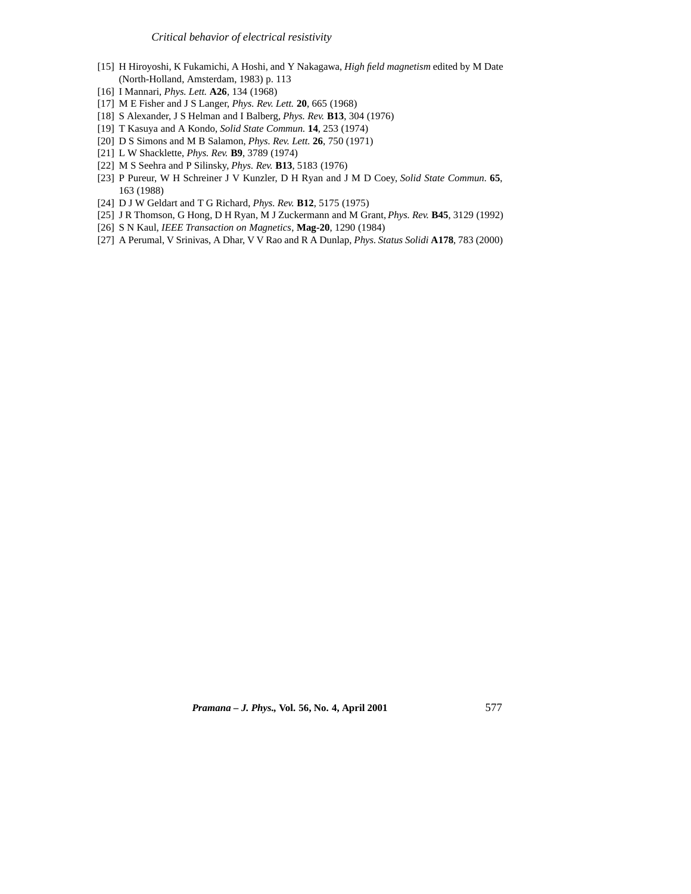[15] H Hiroyoshi, K Fukamichi, A Hoshi, and Y Nakagawa, *High field magnetism* edited by M Date (North-Holland, Amsterdam, 1983) p. 113
[16] I Mannari, *Phys. Lett.* **A26**, 134 (1968)
[17] M E Fisher and J S Langer, *Phys. Rev. Lett.* **20**, 665 (1968)
[18] S Alexander, J S Helman and I Balberg, *Phys. Rev.* **B13**, 304 (1976)
[19] T Kasuya and A Kondo, *Solid State Commun.* **14**, 253 (1974)
[20] D S Simons and M B Salamon, *Phys. Rev. Lett.* **26**, 750 (1971)
[21] L W Shacklette, *Phys. Rev.* **B9**, 3789 (1974)
[22] M S Seehra and P Silinsky, *Phys. Rev.* **B13**, 5183 (1976)
[23] P Pureur, W H Schreiner J V Kunzler, D H Ryan and J M D Coey, *Solid State Commun.* **65**, 163 (1988)
[24] D J W Geldart and T G Richard, *Phys. Rev.* **B12**, 5175 (1975)
[25] J R Thomson, G Hong, D H Ryan, M J Zuckermann and M Grant, *Phys. Rev.* **B45**, 3129 (1992)
[26] S N Kaul, *IEEE Transaction on Magnetics*, **Mag-20**, 1290 (1984)
[27] A Perumal, V Srinivas, A Dhar, V V Rao and R A Dunlap, *Phys. Status Solidi* **A178**, 783 (2000)